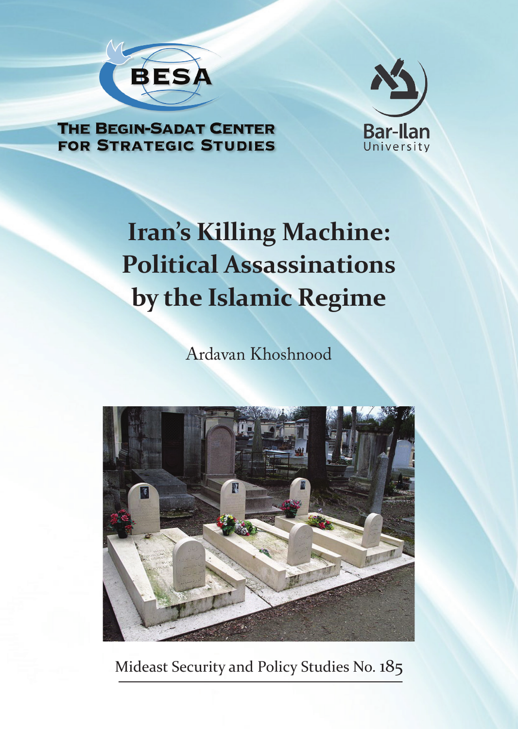THE BEGIN-SADAT CENTER FOR STRATEGIC STUDIES

Bar-Ilan University

# Iran's Killing Machine: Political Assassinations by the Islamic Regime

Ardavan Khoshnood

Mideast Security and Policy Studies No. 185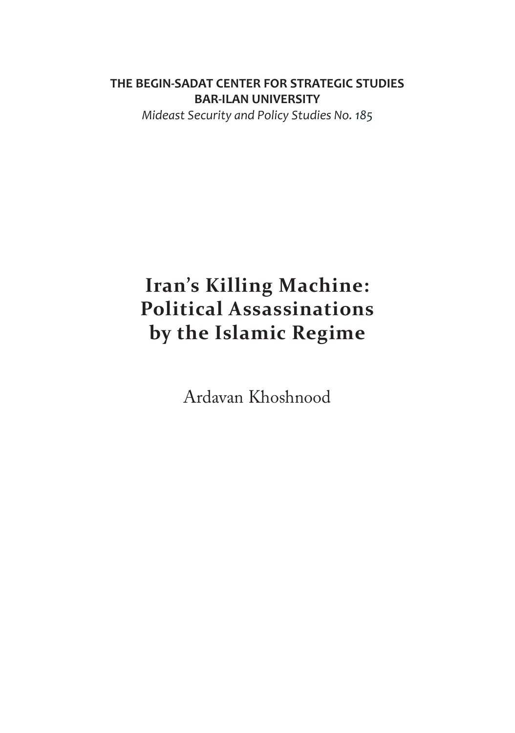**THE BEGIN-SADAT CENTER FOR STRATEGIC STUDIES**
**BAR-ILAN UNIVERSITY**

*Mideast Security and Policy Studies No. 185*

# Iran's Killing Machine: Political Assassinations by the Islamic Regime

Ardavan Khoshnood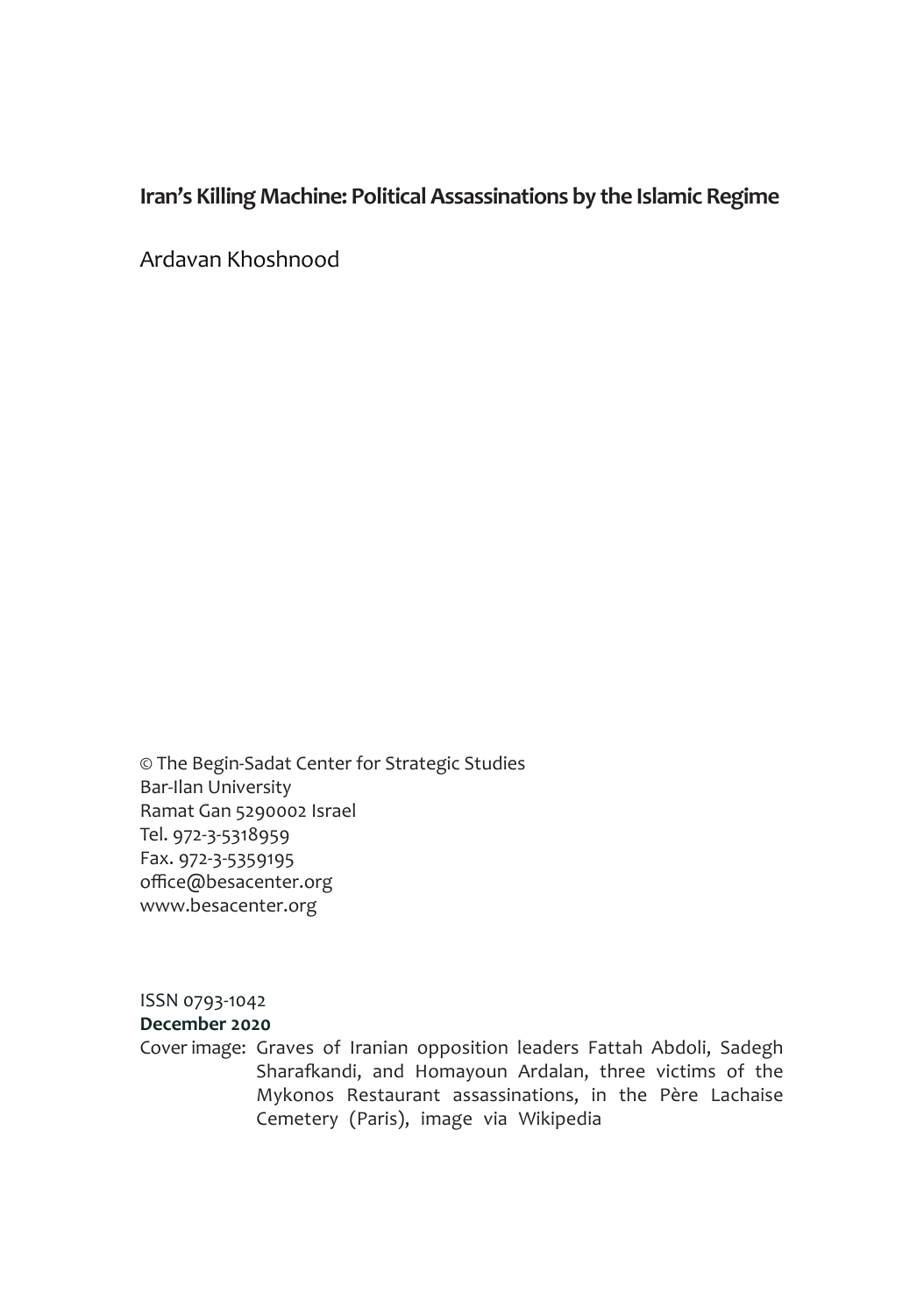**Iran's Killing Machine: Political Assassinations by the Islamic Regime**

Ardavan Khoshnood

© The Begin-Sadat Center for Strategic Studies
Bar-Ilan University
Ramat Gan 5290002 Israel
Tel. 972-3-5318959
Fax. 972-3-5359195
office@besacenter.org
www.besacenter.org

ISSN 0793-1042
**December 2020**
Cover image: Graves of Iranian opposition leaders Fattah Abdoli, Sadegh Sharafkandi, and Homayoun Ardalan, three victims of the Mykonos Restaurant assassinations, in the Père Lachaise Cemetery (Paris), image via Wikipedia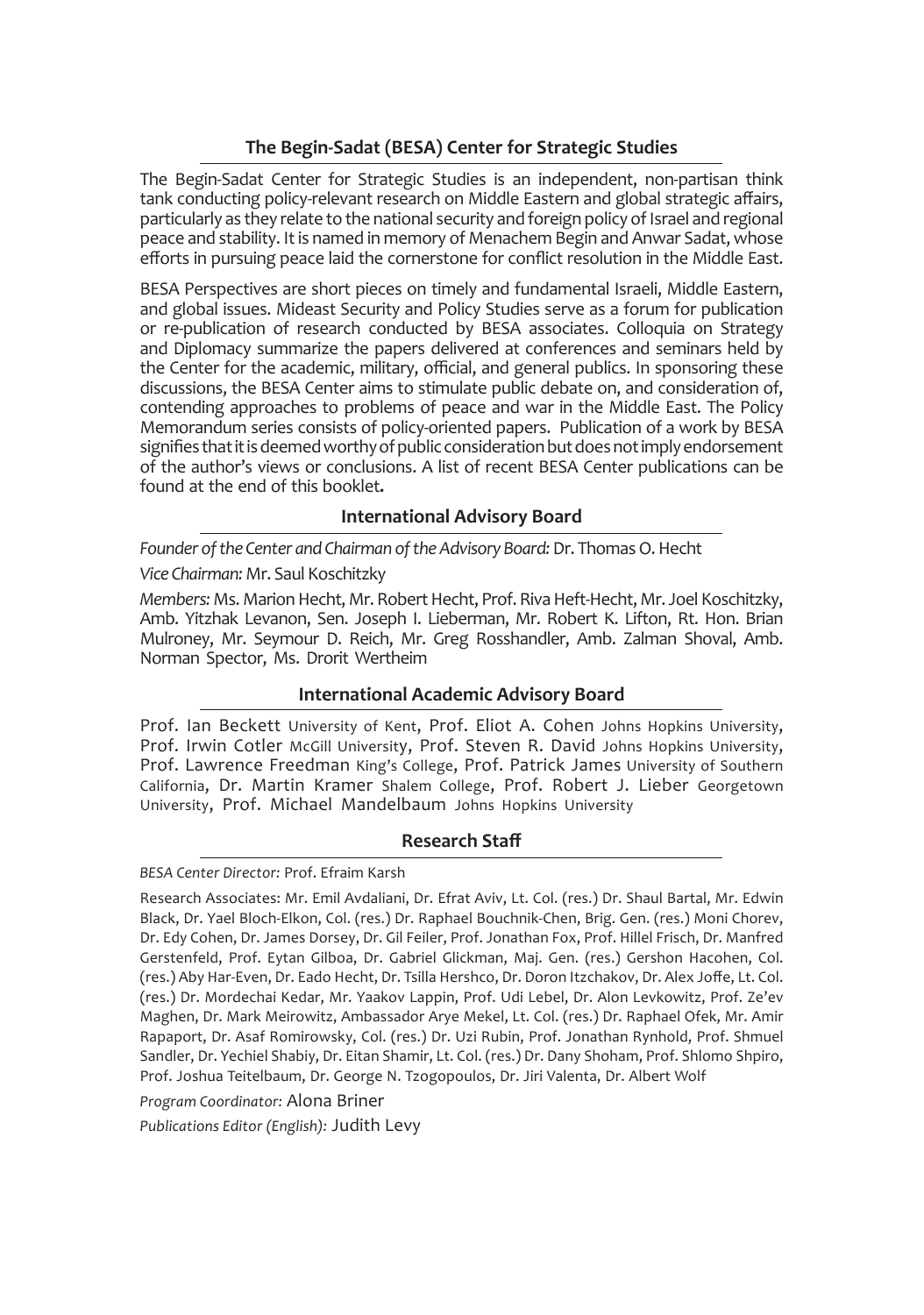## The Begin-Sadat (BESA) Center for Strategic Studies

The Begin-Sadat Center for Strategic Studies is an independent, non-partisan think tank conducting policy-relevant research on Middle Eastern and global strategic affairs, particularly as they relate to the national security and foreign policy of Israel and regional peace and stability. It is named in memory of Menachem Begin and Anwar Sadat, whose efforts in pursuing peace laid the cornerstone for conflict resolution in the Middle East.

BESA Perspectives are short pieces on timely and fundamental Israeli, Middle Eastern, and global issues. Mideast Security and Policy Studies serve as a forum for publication or re-publication of research conducted by BESA associates. Colloquia on Strategy and Diplomacy summarize the papers delivered at conferences and seminars held by the Center for the academic, military, official, and general publics. In sponsoring these discussions, the BESA Center aims to stimulate public debate on, and consideration of, contending approaches to problems of peace and war in the Middle East. The Policy Memorandum series consists of policy-oriented papers. Publication of a work by BESA signifies that it is deemed worthy of public consideration but does not imply endorsement of the author's views or conclusions. A list of recent BESA Center publications can be found at the end of this booklet**.**

## International Advisory Board

*Founder of the Center and Chairman of the Advisory Board:* Dr. Thomas O. Hecht

*Vice Chairman:* Mr. Saul Koschitzky

*Members:* Ms. Marion Hecht, Mr. Robert Hecht, Prof. Riva Heft-Hecht, Mr. Joel Koschitzky, Amb. Yitzhak Levanon, Sen. Joseph I. Lieberman, Mr. Robert K. Lifton, Rt. Hon. Brian Mulroney, Mr. Seymour D. Reich, Mr. Greg Rosshandler, Amb. Zalman Shoval, Amb. Norman Spector, Ms. Drorit Wertheim

## International Academic Advisory Board

Prof. Ian Beckett University of Kent, Prof. Eliot A. Cohen Johns Hopkins University, Prof. Irwin Cotler McGill University, Prof. Steven R. David Johns Hopkins University, Prof. Lawrence Freedman King's College, Prof. Patrick James University of Southern California, Dr. Martin Kramer Shalem College, Prof. Robert J. Lieber Georgetown University, Prof. Michael Mandelbaum Johns Hopkins University

## Research Staff

*BESA Center Director:* Prof. Efraim Karsh

Research Associates: Mr. Emil Avdaliani, Dr. Efrat Aviv, Lt. Col. (res.) Dr. Shaul Bartal, Mr. Edwin Black, Dr. Yael Bloch-Elkon, Col. (res.) Dr. Raphael Bouchnik-Chen, Brig. Gen. (res.) Moni Chorev, Dr. Edy Cohen, Dr. James Dorsey, Dr. Gil Feiler, Prof. Jonathan Fox, Prof. Hillel Frisch, Dr. Manfred Gerstenfeld, Prof. Eytan Gilboa, Dr. Gabriel Glickman, Maj. Gen. (res.) Gershon Hacohen, Col. (res.) Aby Har-Even, Dr. Eado Hecht, Dr. Tsilla Hershco, Dr. Doron Itzchakov, Dr. Alex Joffe, Lt. Col. (res.) Dr. Mordechai Kedar, Mr. Yaakov Lappin, Prof. Udi Lebel, Dr. Alon Levkowitz, Prof. Ze'ev Maghen, Dr. Mark Meirowitz, Ambassador Arye Mekel, Lt. Col. (res.) Dr. Raphael Ofek, Mr. Amir Rapaport, Dr. Asaf Romirowsky, Col. (res.) Dr. Uzi Rubin, Prof. Jonathan Rynhold, Prof. Shmuel Sandler, Dr. Yechiel Shabiy, Dr. Eitan Shamir, Lt. Col. (res.) Dr. Dany Shoham, Prof. Shlomo Shpiro, Prof. Joshua Teitelbaum, Dr. George N. Tzogopoulos, Dr. Jiri Valenta, Dr. Albert Wolf

*Program Coordinator:* Alona Briner

*Publications Editor (English):* Judith Levy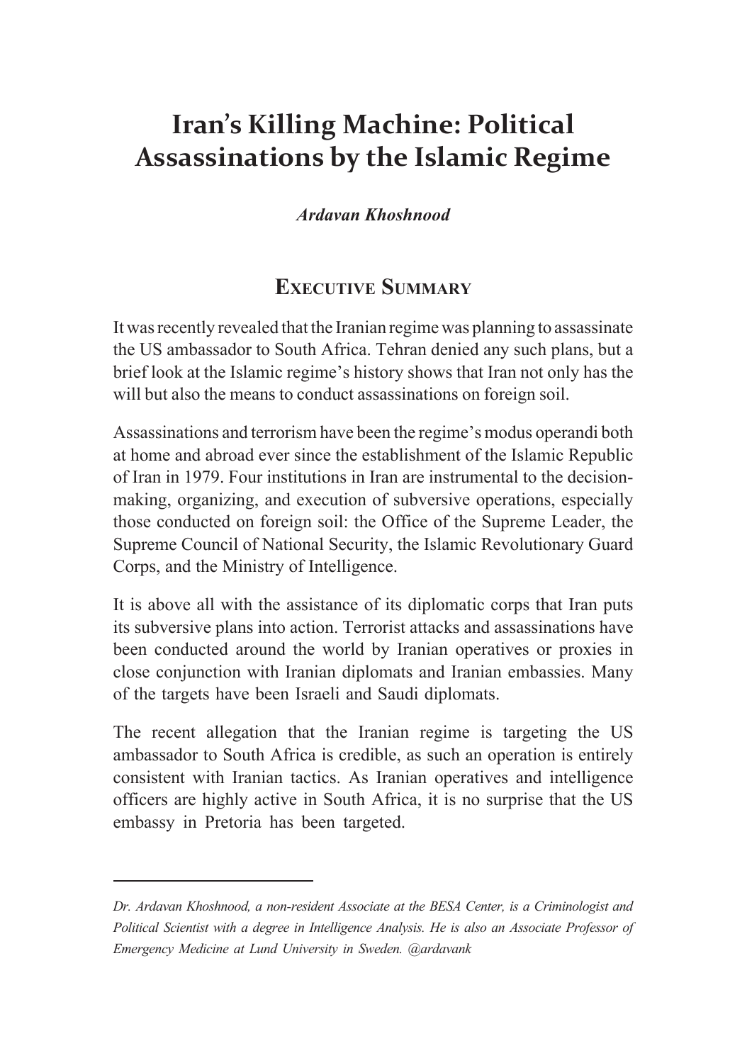# Iran's Killing Machine: Political Assassinations by the Islamic Regime

***Ardavan Khoshnood***

## Executive Summary

It was recently revealed that the Iranian regime was planning to assassinate the US ambassador to South Africa. Tehran denied any such plans, but a brief look at the Islamic regime's history shows that Iran not only has the will but also the means to conduct assassinations on foreign soil.

Assassinations and terrorism have been the regime's modus operandi both at home and abroad ever since the establishment of the Islamic Republic of Iran in 1979. Four institutions in Iran are instrumental to the decision-making, organizing, and execution of subversive operations, especially those conducted on foreign soil: the Office of the Supreme Leader, the Supreme Council of National Security, the Islamic Revolutionary Guard Corps, and the Ministry of Intelligence.

It is above all with the assistance of its diplomatic corps that Iran puts its subversive plans into action. Terrorist attacks and assassinations have been conducted around the world by Iranian operatives or proxies in close conjunction with Iranian diplomats and Iranian embassies. Many of the targets have been Israeli and Saudi diplomats.

The recent allegation that the Iranian regime is targeting the US ambassador to South Africa is credible, as such an operation is entirely consistent with Iranian tactics. As Iranian operatives and intelligence officers are highly active in South Africa, it is no surprise that the US embassy in Pretoria has been targeted.

---

*Dr. Ardavan Khoshnood, a non-resident Associate at the BESA Center, is a Criminologist and Political Scientist with a degree in Intelligence Analysis. He is also an Associate Professor of Emergency Medicine at Lund University in Sweden. @ardavank*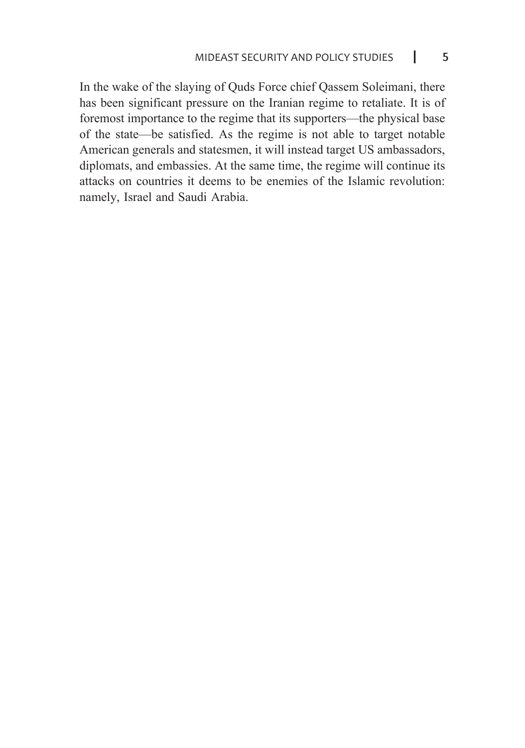In the wake of the slaying of Quds Force chief Qassem Soleimani, there has been significant pressure on the Iranian regime to retaliate. It is of foremost importance to the regime that its supporters—the physical base of the state—be satisfied. As the regime is not able to target notable American generals and statesmen, it will instead target US ambassadors, diplomats, and embassies. At the same time, the regime will continue its attacks on countries it deems to be enemies of the Islamic revolution: namely, Israel and Saudi Arabia.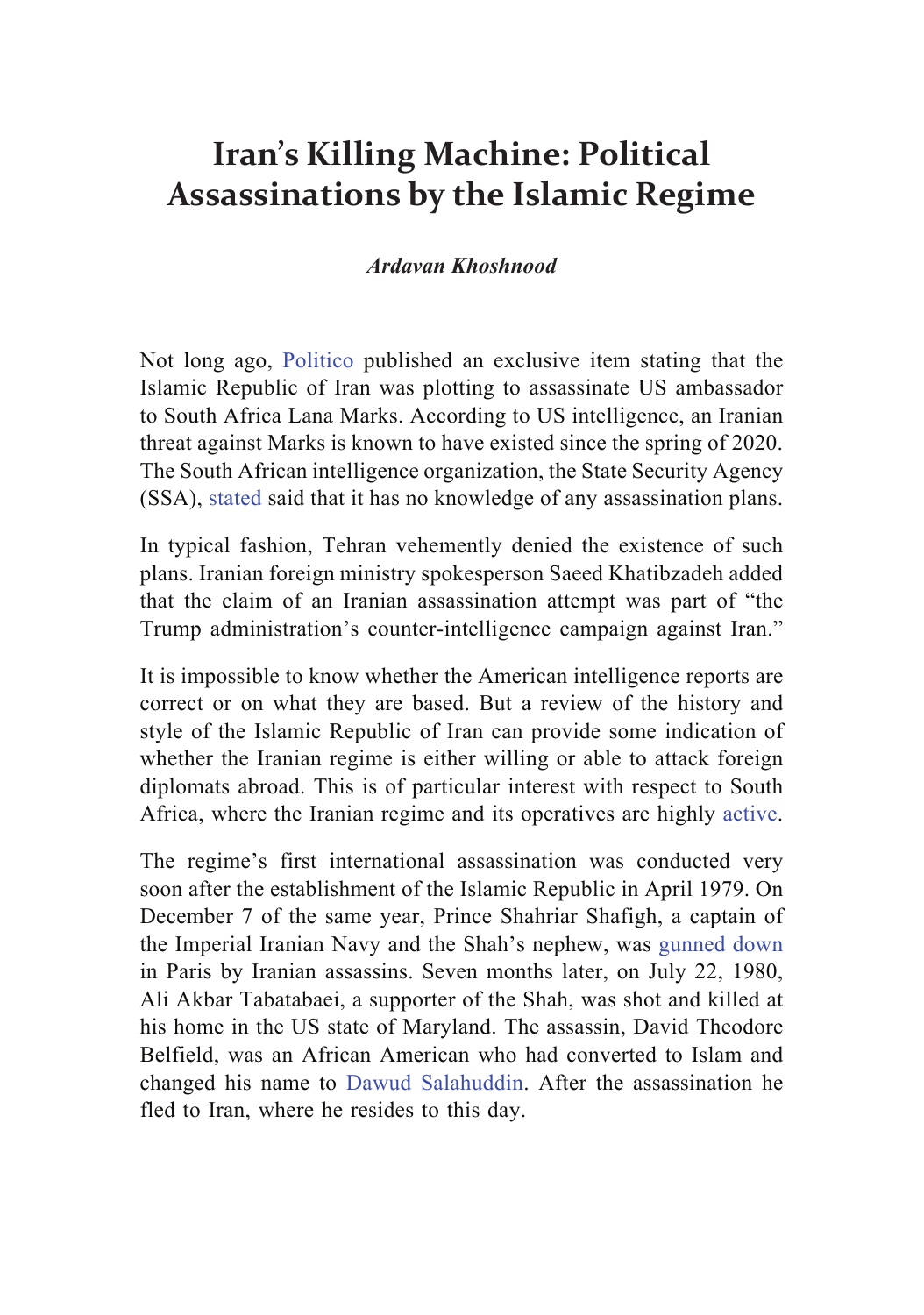# Iran's Killing Machine: Political Assassinations by the Islamic Regime

***Ardavan Khoshnood***

Not long ago, Politico published an exclusive item stating that the Islamic Republic of Iran was plotting to assassinate US ambassador to South Africa Lana Marks. According to US intelligence, an Iranian threat against Marks is known to have existed since the spring of 2020. The South African intelligence organization, the State Security Agency (SSA), stated said that it has no knowledge of any assassination plans.

In typical fashion, Tehran vehemently denied the existence of such plans. Iranian foreign ministry spokesperson Saeed Khatibzadeh added that the claim of an Iranian assassination attempt was part of "the Trump administration's counter-intelligence campaign against Iran."

It is impossible to know whether the American intelligence reports are correct or on what they are based. But a review of the history and style of the Islamic Republic of Iran can provide some indication of whether the Iranian regime is either willing or able to attack foreign diplomats abroad. This is of particular interest with respect to South Africa, where the Iranian regime and its operatives are highly active.

The regime's first international assassination was conducted very soon after the establishment of the Islamic Republic in April 1979. On December 7 of the same year, Prince Shahriar Shafigh, a captain of the Imperial Iranian Navy and the Shah's nephew, was gunned down in Paris by Iranian assassins. Seven months later, on July 22, 1980, Ali Akbar Tabatabaei, a supporter of the Shah, was shot and killed at his home in the US state of Maryland. The assassin, David Theodore Belfield, was an African American who had converted to Islam and changed his name to Dawud Salahuddin. After the assassination he fled to Iran, where he resides to this day.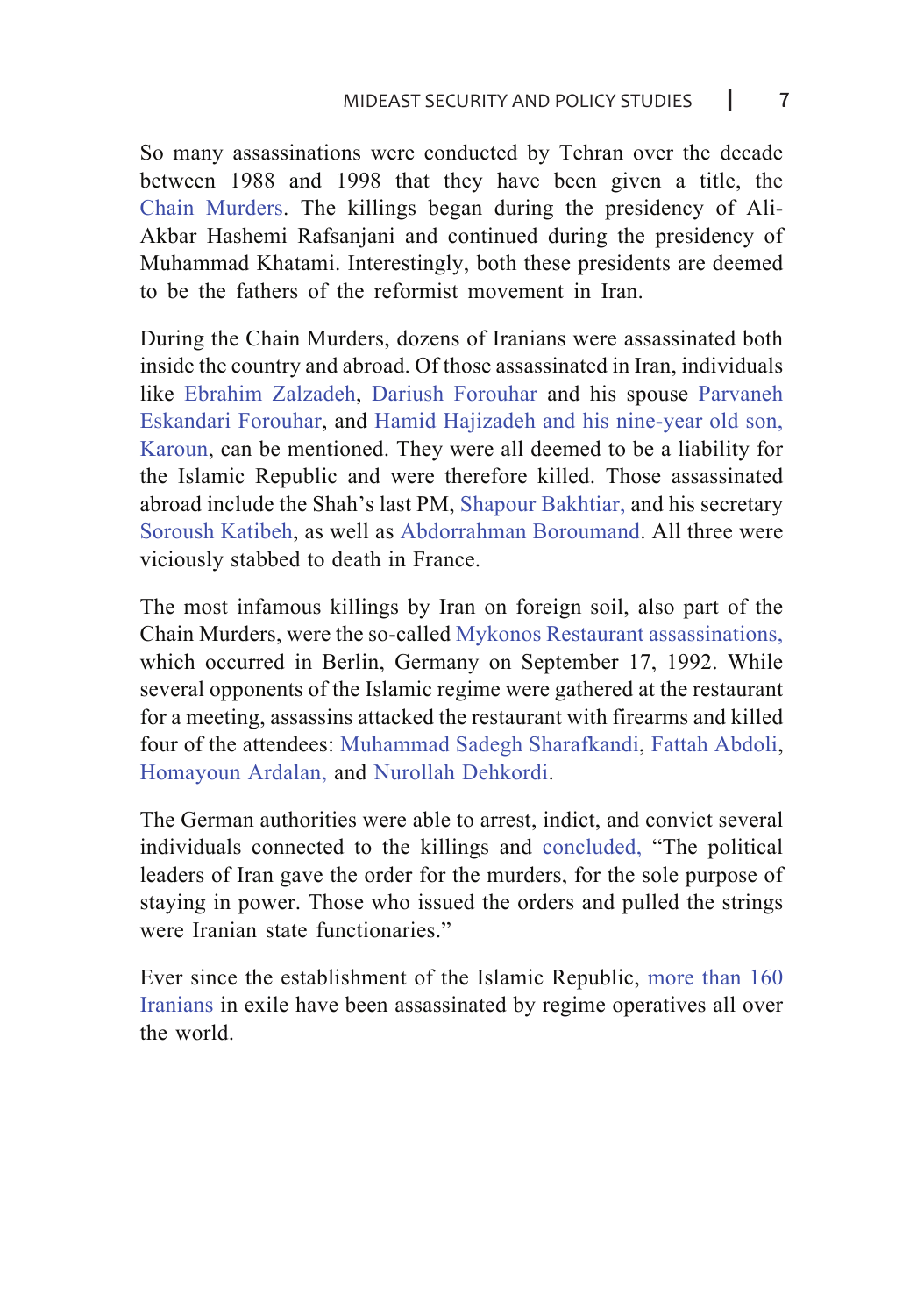So many assassinations were conducted by Tehran over the decade between 1988 and 1998 that they have been given a title, the Chain Murders. The killings began during the presidency of Ali-Akbar Hashemi Rafsanjani and continued during the presidency of Muhammad Khatami. Interestingly, both these presidents are deemed to be the fathers of the reformist movement in Iran.

During the Chain Murders, dozens of Iranians were assassinated both inside the country and abroad. Of those assassinated in Iran, individuals like Ebrahim Zalzadeh, Dariush Forouhar and his spouse Parvaneh Eskandari Forouhar, and Hamid Hajizadeh and his nine-year old son, Karoun, can be mentioned. They were all deemed to be a liability for the Islamic Republic and were therefore killed. Those assassinated abroad include the Shah's last PM, Shapour Bakhtiar, and his secretary Soroush Katibeh, as well as Abdorrahman Boroumand. All three were viciously stabbed to death in France.

The most infamous killings by Iran on foreign soil, also part of the Chain Murders, were the so-called Mykonos Restaurant assassinations, which occurred in Berlin, Germany on September 17, 1992. While several opponents of the Islamic regime were gathered at the restaurant for a meeting, assassins attacked the restaurant with firearms and killed four of the attendees: Muhammad Sadegh Sharafkandi, Fattah Abdoli, Homayoun Ardalan, and Nurollah Dehkordi.

The German authorities were able to arrest, indict, and convict several individuals connected to the killings and concluded, "The political leaders of Iran gave the order for the murders, for the sole purpose of staying in power. Those who issued the orders and pulled the strings were Iranian state functionaries."

Ever since the establishment of the Islamic Republic, more than 160 Iranians in exile have been assassinated by regime operatives all over the world.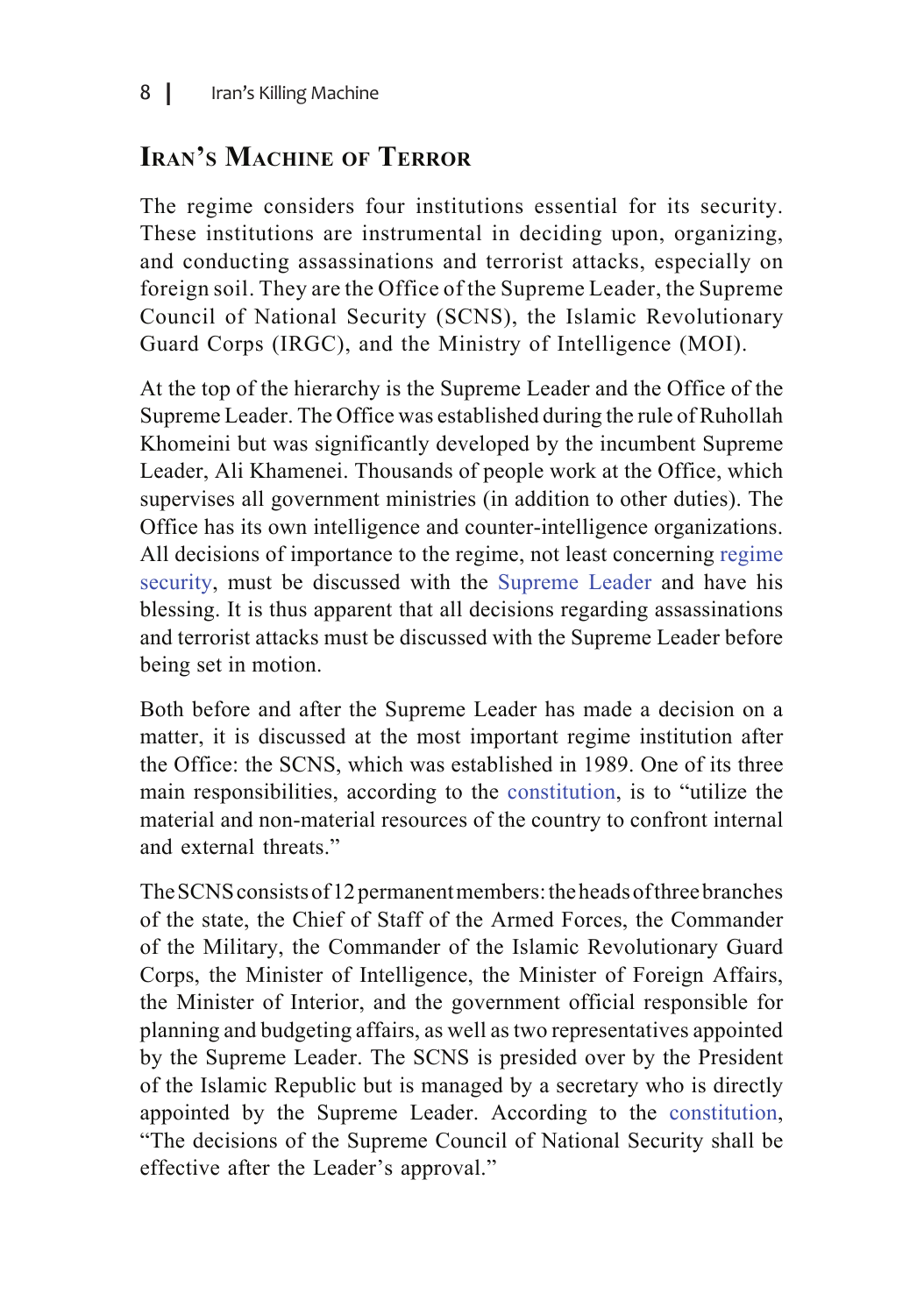## Iran's Machine of Terror

The regime considers four institutions essential for its security. These institutions are instrumental in deciding upon, organizing, and conducting assassinations and terrorist attacks, especially on foreign soil. They are the Office of the Supreme Leader, the Supreme Council of National Security (SCNS), the Islamic Revolutionary Guard Corps (IRGC), and the Ministry of Intelligence (MOI).

At the top of the hierarchy is the Supreme Leader and the Office of the Supreme Leader. The Office was established during the rule of Ruhollah Khomeini but was significantly developed by the incumbent Supreme Leader, Ali Khamenei. Thousands of people work at the Office, which supervises all government ministries (in addition to other duties). The Office has its own intelligence and counter-intelligence organizations. All decisions of importance to the regime, not least concerning regime security, must be discussed with the Supreme Leader and have his blessing. It is thus apparent that all decisions regarding assassinations and terrorist attacks must be discussed with the Supreme Leader before being set in motion.

Both before and after the Supreme Leader has made a decision on a matter, it is discussed at the most important regime institution after the Office: the SCNS, which was established in 1989. One of its three main responsibilities, according to the constitution, is to "utilize the material and non-material resources of the country to confront internal and external threats."

The SCNS consists of 12 permanent members: the heads of three branches of the state, the Chief of Staff of the Armed Forces, the Commander of the Military, the Commander of the Islamic Revolutionary Guard Corps, the Minister of Intelligence, the Minister of Foreign Affairs, the Minister of Interior, and the government official responsible for planning and budgeting affairs, as well as two representatives appointed by the Supreme Leader. The SCNS is presided over by the President of the Islamic Republic but is managed by a secretary who is directly appointed by the Supreme Leader. According to the constitution, "The decisions of the Supreme Council of National Security shall be effective after the Leader's approval."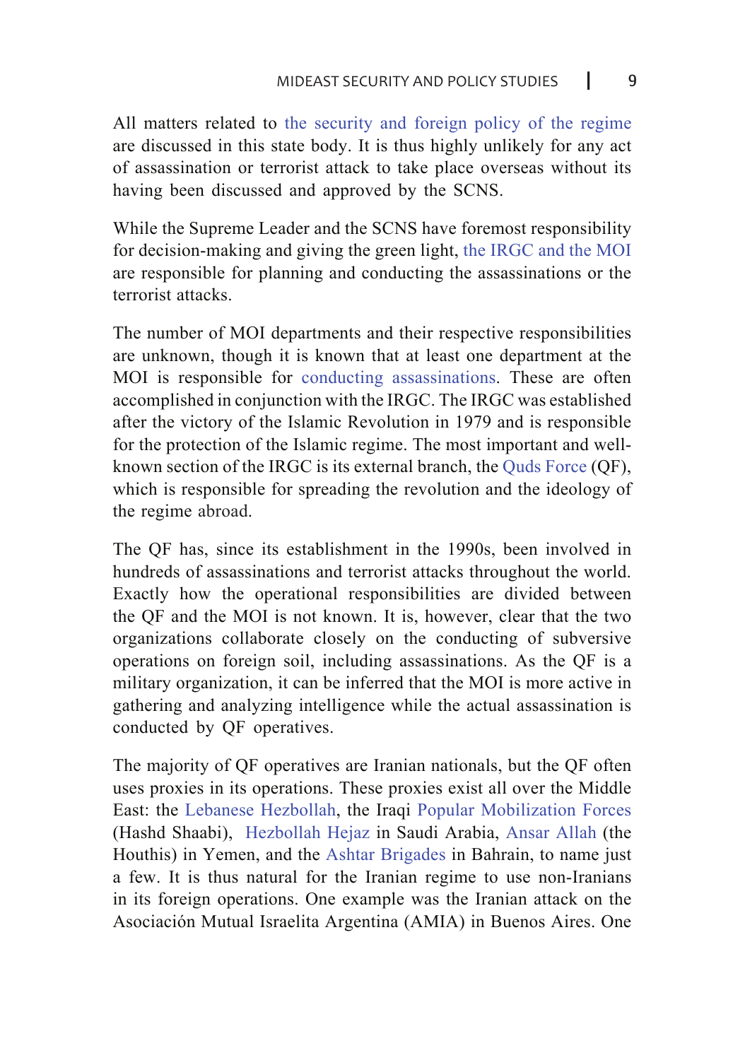All matters related to the security and foreign policy of the regime are discussed in this state body. It is thus highly unlikely for any act of assassination or terrorist attack to take place overseas without its having been discussed and approved by the SCNS.

While the Supreme Leader and the SCNS have foremost responsibility for decision-making and giving the green light, the IRGC and the MOI are responsible for planning and conducting the assassinations or the terrorist attacks.

The number of MOI departments and their respective responsibilities are unknown, though it is known that at least one department at the MOI is responsible for conducting assassinations. These are often accomplished in conjunction with the IRGC. The IRGC was established after the victory of the Islamic Revolution in 1979 and is responsible for the protection of the Islamic regime. The most important and well-known section of the IRGC is its external branch, the Quds Force (QF), which is responsible for spreading the revolution and the ideology of the regime abroad.

The QF has, since its establishment in the 1990s, been involved in hundreds of assassinations and terrorist attacks throughout the world. Exactly how the operational responsibilities are divided between the QF and the MOI is not known. It is, however, clear that the two organizations collaborate closely on the conducting of subversive operations on foreign soil, including assassinations. As the QF is a military organization, it can be inferred that the MOI is more active in gathering and analyzing intelligence while the actual assassination is conducted by QF operatives.

The majority of QF operatives are Iranian nationals, but the QF often uses proxies in its operations. These proxies exist all over the Middle East: the Lebanese Hezbollah, the Iraqi Popular Mobilization Forces (Hashd Shaabi), Hezbollah Hejaz in Saudi Arabia, Ansar Allah (the Houthis) in Yemen, and the Ashtar Brigades in Bahrain, to name just a few. It is thus natural for the Iranian regime to use non-Iranians in its foreign operations. One example was the Iranian attack on the Asociación Mutual Israelita Argentina (AMIA) in Buenos Aires. One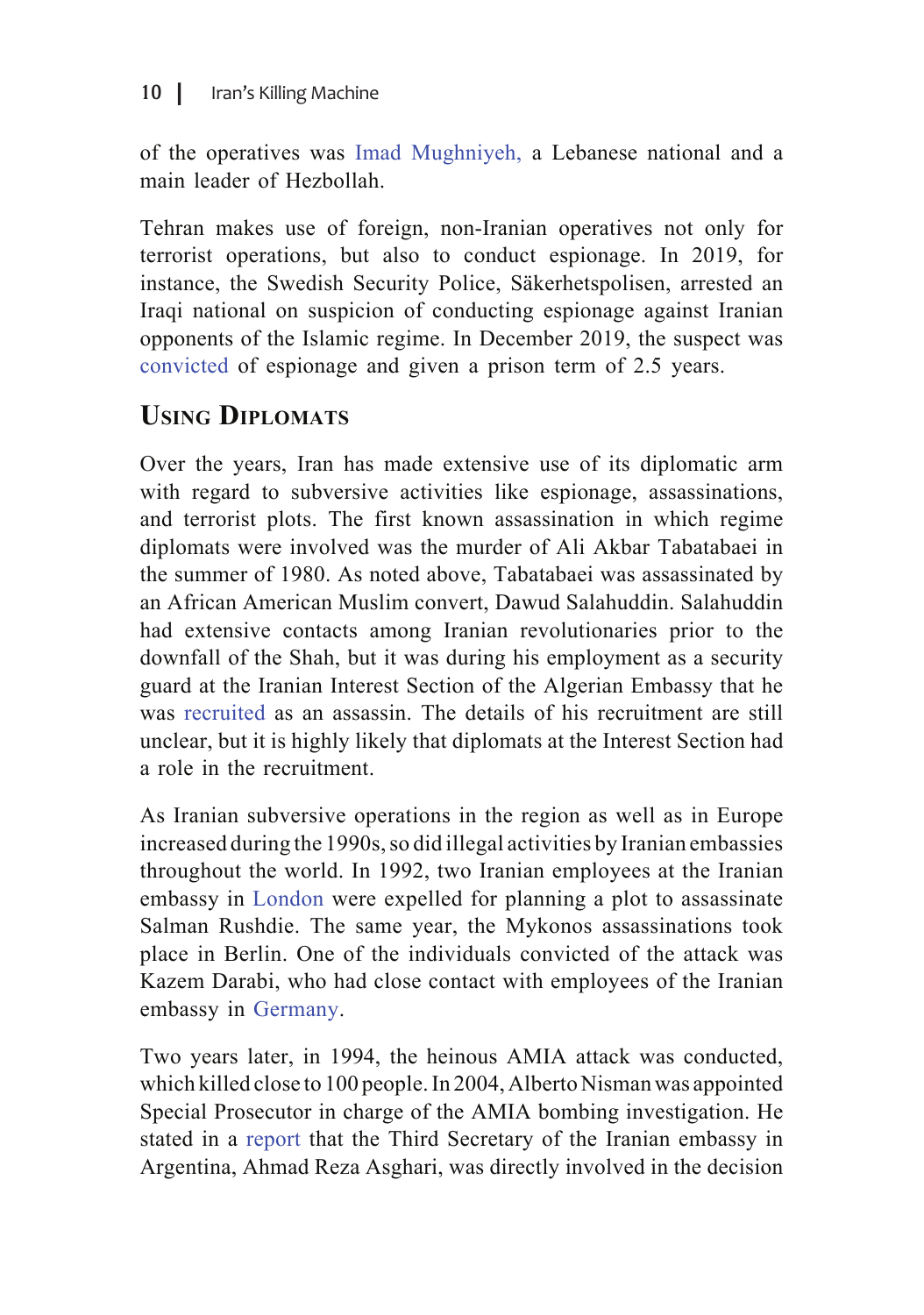of the operatives was Imad Mughniyeh, a Lebanese national and a main leader of Hezbollah.

Tehran makes use of foreign, non-Iranian operatives not only for terrorist operations, but also to conduct espionage. In 2019, for instance, the Swedish Security Police, Säkerhetspolisen, arrested an Iraqi national on suspicion of conducting espionage against Iranian opponents of the Islamic regime. In December 2019, the suspect was convicted of espionage and given a prison term of 2.5 years.

## Using Diplomats

Over the years, Iran has made extensive use of its diplomatic arm with regard to subversive activities like espionage, assassinations, and terrorist plots. The first known assassination in which regime diplomats were involved was the murder of Ali Akbar Tabatabaei in the summer of 1980. As noted above, Tabatabaei was assassinated by an African American Muslim convert, Dawud Salahuddin. Salahuddin had extensive contacts among Iranian revolutionaries prior to the downfall of the Shah, but it was during his employment as a security guard at the Iranian Interest Section of the Algerian Embassy that he was recruited as an assassin. The details of his recruitment are still unclear, but it is highly likely that diplomats at the Interest Section had a role in the recruitment.

As Iranian subversive operations in the region as well as in Europe increased during the 1990s, so did illegal activities by Iranian embassies throughout the world. In 1992, two Iranian employees at the Iranian embassy in London were expelled for planning a plot to assassinate Salman Rushdie. The same year, the Mykonos assassinations took place in Berlin. One of the individuals convicted of the attack was Kazem Darabi, who had close contact with employees of the Iranian embassy in Germany.

Two years later, in 1994, the heinous AMIA attack was conducted, which killed close to 100 people. In 2004, Alberto Nisman was appointed Special Prosecutor in charge of the AMIA bombing investigation. He stated in a report that the Third Secretary of the Iranian embassy in Argentina, Ahmad Reza Asghari, was directly involved in the decision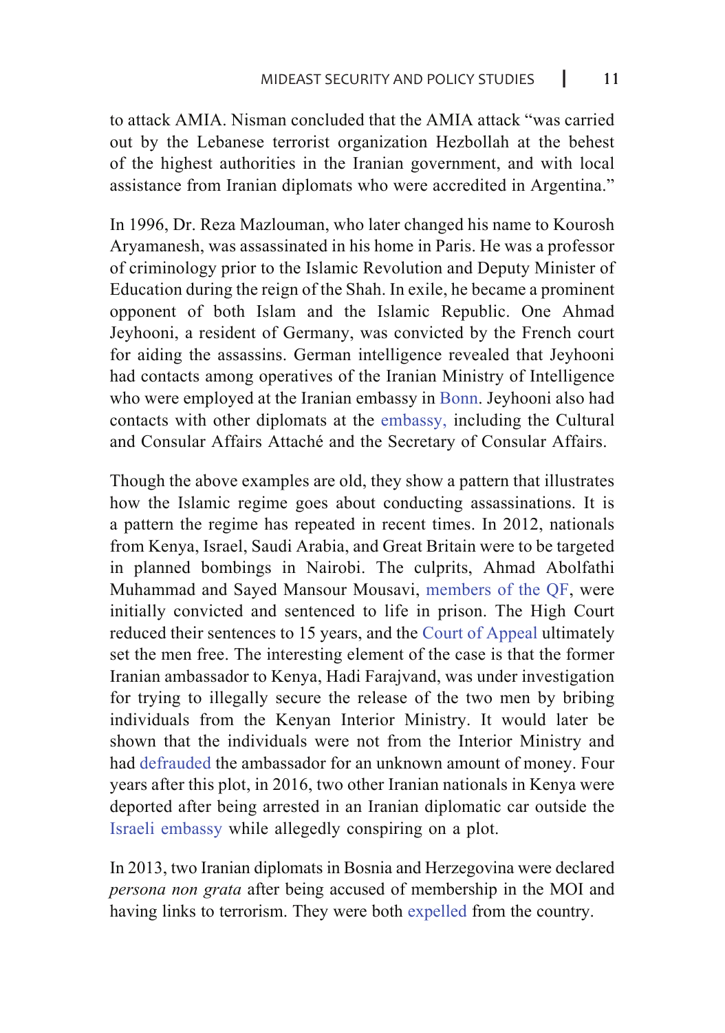to attack AMIA. Nisman concluded that the AMIA attack "was carried out by the Lebanese terrorist organization Hezbollah at the behest of the highest authorities in the Iranian government, and with local assistance from Iranian diplomats who were accredited in Argentina."

In 1996, Dr. Reza Mazlouman, who later changed his name to Kourosh Aryamanesh, was assassinated in his home in Paris. He was a professor of criminology prior to the Islamic Revolution and Deputy Minister of Education during the reign of the Shah. In exile, he became a prominent opponent of both Islam and the Islamic Republic. One Ahmad Jeyhooni, a resident of Germany, was convicted by the French court for aiding the assassins. German intelligence revealed that Jeyhooni had contacts among operatives of the Iranian Ministry of Intelligence who were employed at the Iranian embassy in Bonn. Jeyhooni also had contacts with other diplomats at the embassy, including the Cultural and Consular Affairs Attaché and the Secretary of Consular Affairs.

Though the above examples are old, they show a pattern that illustrates how the Islamic regime goes about conducting assassinations. It is a pattern the regime has repeated in recent times. In 2012, nationals from Kenya, Israel, Saudi Arabia, and Great Britain were to be targeted in planned bombings in Nairobi. The culprits, Ahmad Abolfathi Muhammad and Sayed Mansour Mousavi, members of the QF, were initially convicted and sentenced to life in prison. The High Court reduced their sentences to 15 years, and the Court of Appeal ultimately set the men free. The interesting element of the case is that the former Iranian ambassador to Kenya, Hadi Farajvand, was under investigation for trying to illegally secure the release of the two men by bribing individuals from the Kenyan Interior Ministry. It would later be shown that the individuals were not from the Interior Ministry and had defrauded the ambassador for an unknown amount of money. Four years after this plot, in 2016, two other Iranian nationals in Kenya were deported after being arrested in an Iranian diplomatic car outside the Israeli embassy while allegedly conspiring on a plot.

In 2013, two Iranian diplomats in Bosnia and Herzegovina were declared *persona non grata* after being accused of membership in the MOI and having links to terrorism. They were both expelled from the country.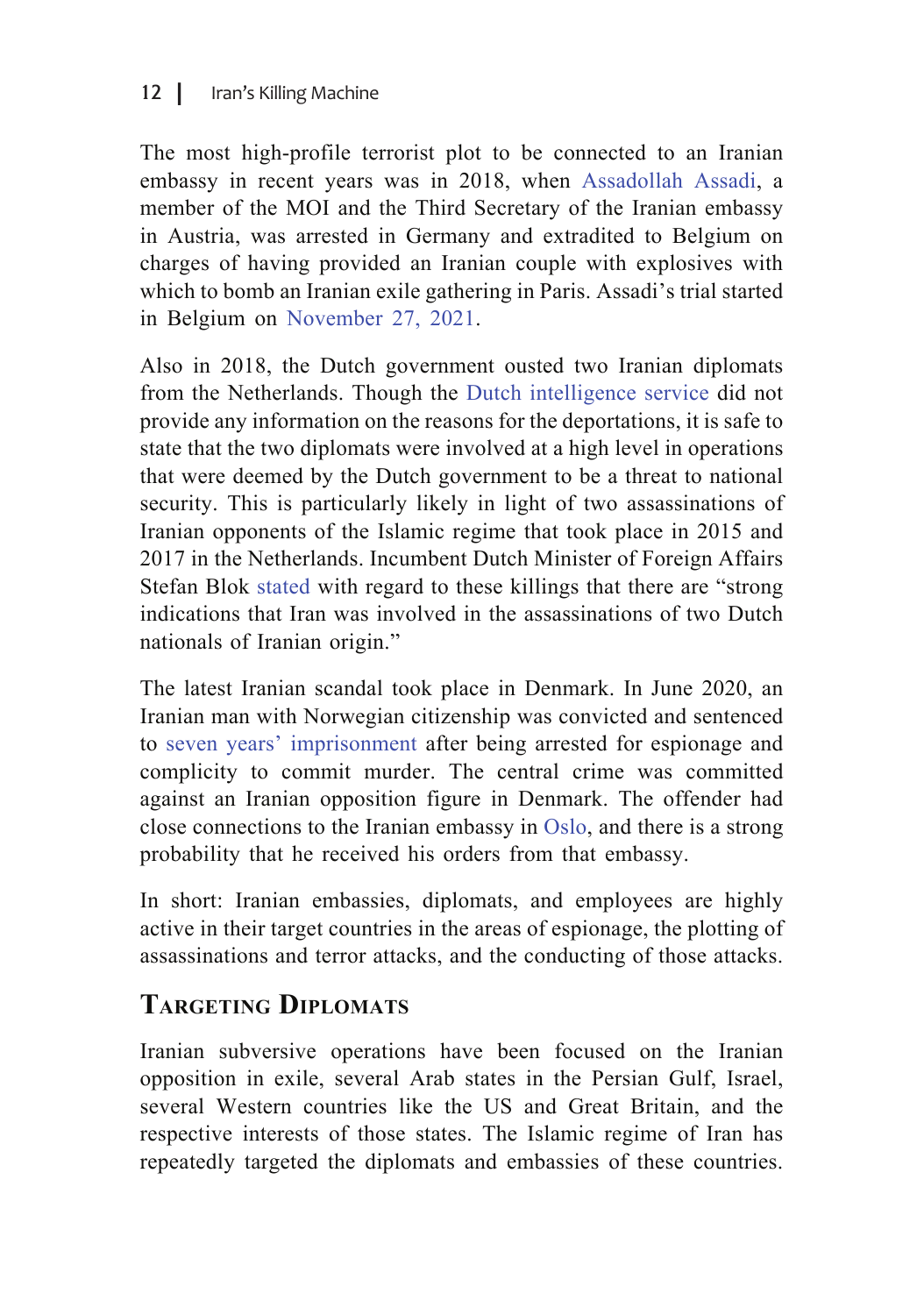The most high-profile terrorist plot to be connected to an Iranian embassy in recent years was in 2018, when Assadollah Assadi, a member of the MOI and the Third Secretary of the Iranian embassy in Austria, was arrested in Germany and extradited to Belgium on charges of having provided an Iranian couple with explosives with which to bomb an Iranian exile gathering in Paris. Assadi's trial started in Belgium on November 27, 2021.

Also in 2018, the Dutch government ousted two Iranian diplomats from the Netherlands. Though the Dutch intelligence service did not provide any information on the reasons for the deportations, it is safe to state that the two diplomats were involved at a high level in operations that were deemed by the Dutch government to be a threat to national security. This is particularly likely in light of two assassinations of Iranian opponents of the Islamic regime that took place in 2015 and 2017 in the Netherlands. Incumbent Dutch Minister of Foreign Affairs Stefan Blok stated with regard to these killings that there are "strong indications that Iran was involved in the assassinations of two Dutch nationals of Iranian origin."

The latest Iranian scandal took place in Denmark. In June 2020, an Iranian man with Norwegian citizenship was convicted and sentenced to seven years' imprisonment after being arrested for espionage and complicity to commit murder. The central crime was committed against an Iranian opposition figure in Denmark. The offender had close connections to the Iranian embassy in Oslo, and there is a strong probability that he received his orders from that embassy.

In short: Iranian embassies, diplomats, and employees are highly active in their target countries in the areas of espionage, the plotting of assassinations and terror attacks, and the conducting of those attacks.

## Targeting Diplomats

Iranian subversive operations have been focused on the Iranian opposition in exile, several Arab states in the Persian Gulf, Israel, several Western countries like the US and Great Britain, and the respective interests of those states. The Islamic regime of Iran has repeatedly targeted the diplomats and embassies of these countries.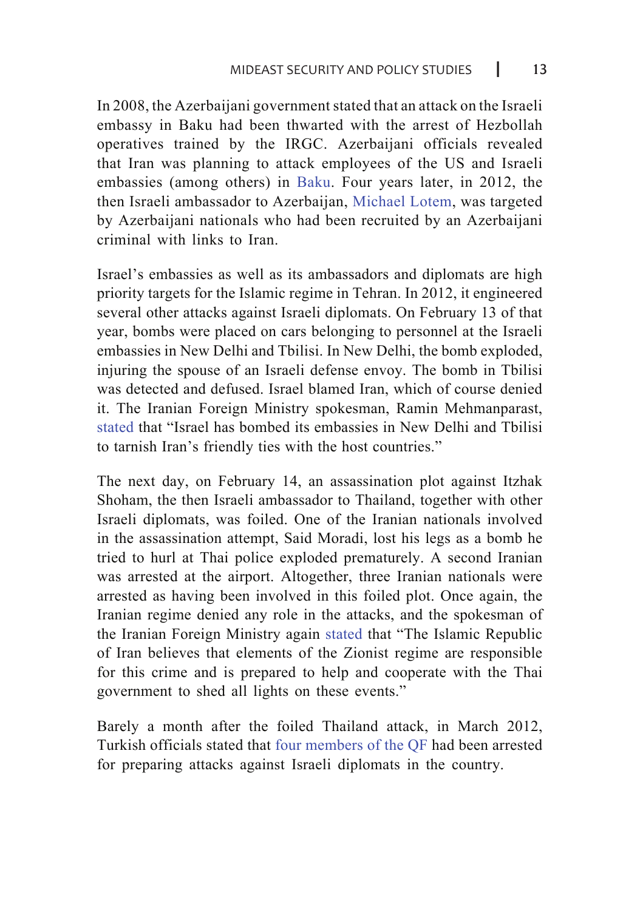In 2008, the Azerbaijani government stated that an attack on the Israeli embassy in Baku had been thwarted with the arrest of Hezbollah operatives trained by the IRGC. Azerbaijani officials revealed that Iran was planning to attack employees of the US and Israeli embassies (among others) in Baku. Four years later, in 2012, the then Israeli ambassador to Azerbaijan, Michael Lotem, was targeted by Azerbaijani nationals who had been recruited by an Azerbaijani criminal with links to Iran.

Israel's embassies as well as its ambassadors and diplomats are high priority targets for the Islamic regime in Tehran. In 2012, it engineered several other attacks against Israeli diplomats. On February 13 of that year, bombs were placed on cars belonging to personnel at the Israeli embassies in New Delhi and Tbilisi. In New Delhi, the bomb exploded, injuring the spouse of an Israeli defense envoy. The bomb in Tbilisi was detected and defused. Israel blamed Iran, which of course denied it. The Iranian Foreign Ministry spokesman, Ramin Mehmanparast, stated that "Israel has bombed its embassies in New Delhi and Tbilisi to tarnish Iran's friendly ties with the host countries."

The next day, on February 14, an assassination plot against Itzhak Shoham, the then Israeli ambassador to Thailand, together with other Israeli diplomats, was foiled. One of the Iranian nationals involved in the assassination attempt, Said Moradi, lost his legs as a bomb he tried to hurl at Thai police exploded prematurely. A second Iranian was arrested at the airport. Altogether, three Iranian nationals were arrested as having been involved in this foiled plot. Once again, the Iranian regime denied any role in the attacks, and the spokesman of the Iranian Foreign Ministry again stated that "The Islamic Republic of Iran believes that elements of the Zionist regime are responsible for this crime and is prepared to help and cooperate with the Thai government to shed all lights on these events."

Barely a month after the foiled Thailand attack, in March 2012, Turkish officials stated that four members of the QF had been arrested for preparing attacks against Israeli diplomats in the country.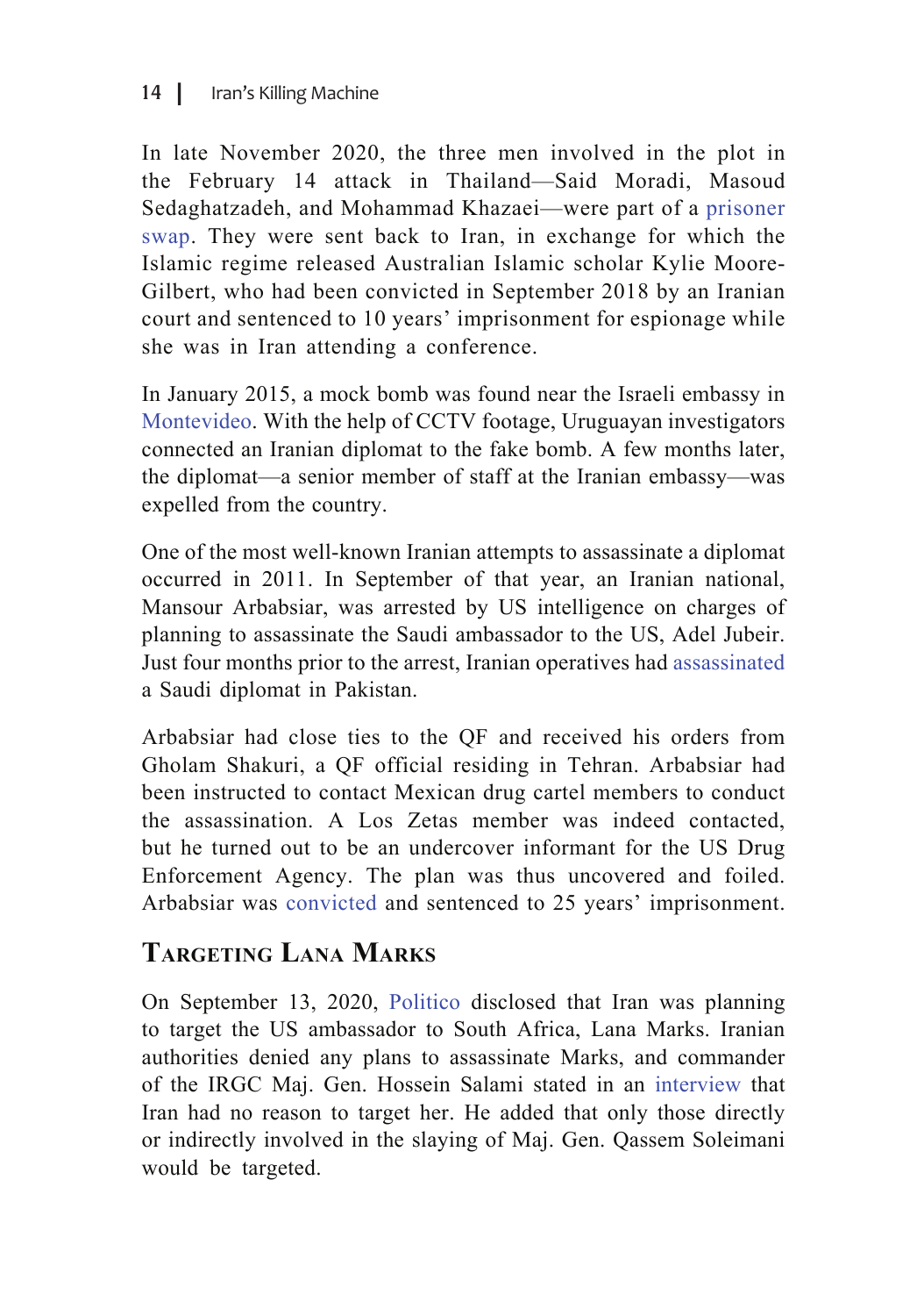In late November 2020, the three men involved in the plot in the February 14 attack in Thailand—Said Moradi, Masoud Sedaghatzadeh, and Mohammad Khazaei—were part of a prisoner swap. They were sent back to Iran, in exchange for which the Islamic regime released Australian Islamic scholar Kylie Moore-Gilbert, who had been convicted in September 2018 by an Iranian court and sentenced to 10 years' imprisonment for espionage while she was in Iran attending a conference.

In January 2015, a mock bomb was found near the Israeli embassy in Montevideo. With the help of CCTV footage, Uruguayan investigators connected an Iranian diplomat to the fake bomb. A few months later, the diplomat—a senior member of staff at the Iranian embassy—was expelled from the country.

One of the most well-known Iranian attempts to assassinate a diplomat occurred in 2011. In September of that year, an Iranian national, Mansour Arbabsiar, was arrested by US intelligence on charges of planning to assassinate the Saudi ambassador to the US, Adel Jubeir. Just four months prior to the arrest, Iranian operatives had assassinated a Saudi diplomat in Pakistan.

Arbabsiar had close ties to the QF and received his orders from Gholam Shakuri, a QF official residing in Tehran. Arbabsiar had been instructed to contact Mexican drug cartel members to conduct the assassination. A Los Zetas member was indeed contacted, but he turned out to be an undercover informant for the US Drug Enforcement Agency. The plan was thus uncovered and foiled. Arbabsiar was convicted and sentenced to 25 years' imprisonment.

## Targeting Lana Marks

On September 13, 2020, Politico disclosed that Iran was planning to target the US ambassador to South Africa, Lana Marks. Iranian authorities denied any plans to assassinate Marks, and commander of the IRGC Maj. Gen. Hossein Salami stated in an interview that Iran had no reason to target her. He added that only those directly or indirectly involved in the slaying of Maj. Gen. Qassem Soleimani would be targeted.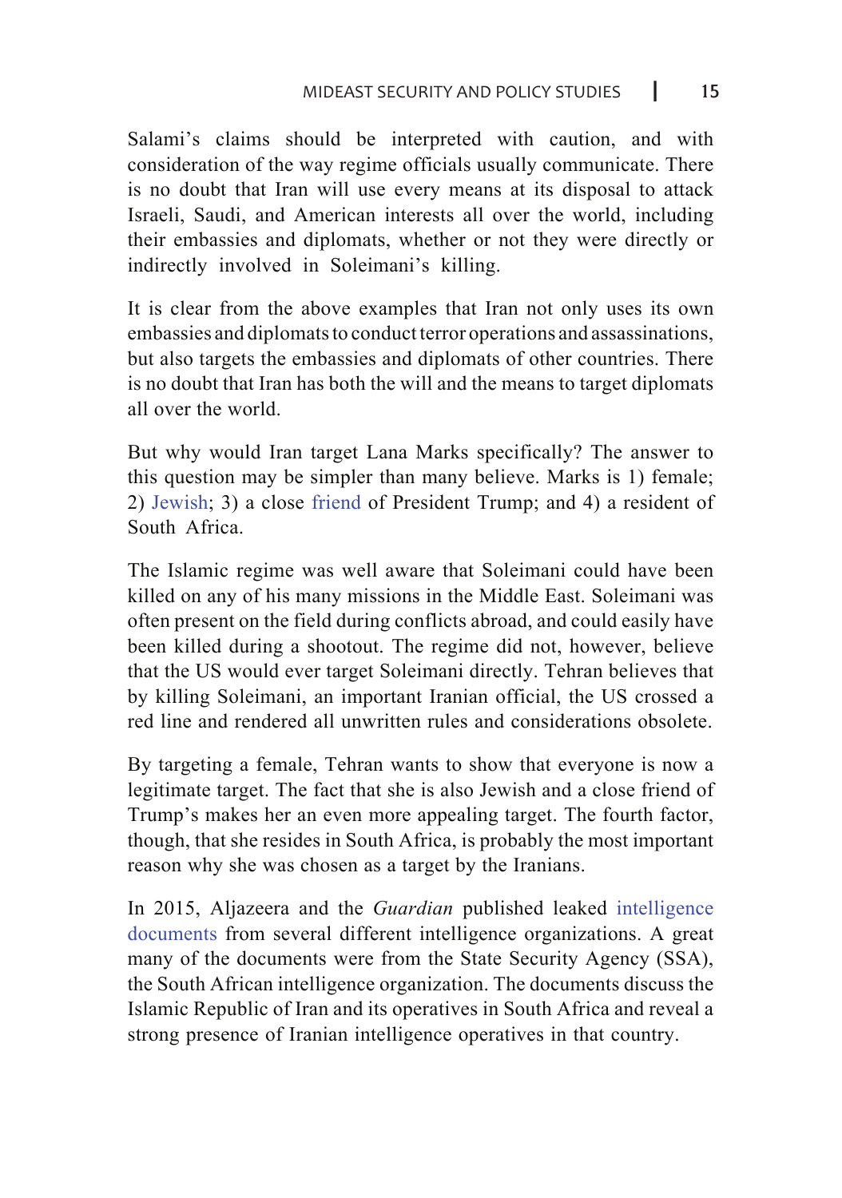Salami's claims should be interpreted with caution, and with consideration of the way regime officials usually communicate. There is no doubt that Iran will use every means at its disposal to attack Israeli, Saudi, and American interests all over the world, including their embassies and diplomats, whether or not they were directly or indirectly involved in Soleimani's killing.

It is clear from the above examples that Iran not only uses its own embassies and diplomats to conduct terror operations and assassinations, but also targets the embassies and diplomats of other countries. There is no doubt that Iran has both the will and the means to target diplomats all over the world.

But why would Iran target Lana Marks specifically? The answer to this question may be simpler than many believe. Marks is 1) female; 2) Jewish; 3) a close friend of President Trump; and 4) a resident of South Africa.

The Islamic regime was well aware that Soleimani could have been killed on any of his many missions in the Middle East. Soleimani was often present on the field during conflicts abroad, and could easily have been killed during a shootout. The regime did not, however, believe that the US would ever target Soleimani directly. Tehran believes that by killing Soleimani, an important Iranian official, the US crossed a red line and rendered all unwritten rules and considerations obsolete.

By targeting a female, Tehran wants to show that everyone is now a legitimate target. The fact that she is also Jewish and a close friend of Trump's makes her an even more appealing target. The fourth factor, though, that she resides in South Africa, is probably the most important reason why she was chosen as a target by the Iranians.

In 2015, Aljazeera and the *Guardian* published leaked intelligence documents from several different intelligence organizations. A great many of the documents were from the State Security Agency (SSA), the South African intelligence organization. The documents discuss the Islamic Republic of Iran and its operatives in South Africa and reveal a strong presence of Iranian intelligence operatives in that country.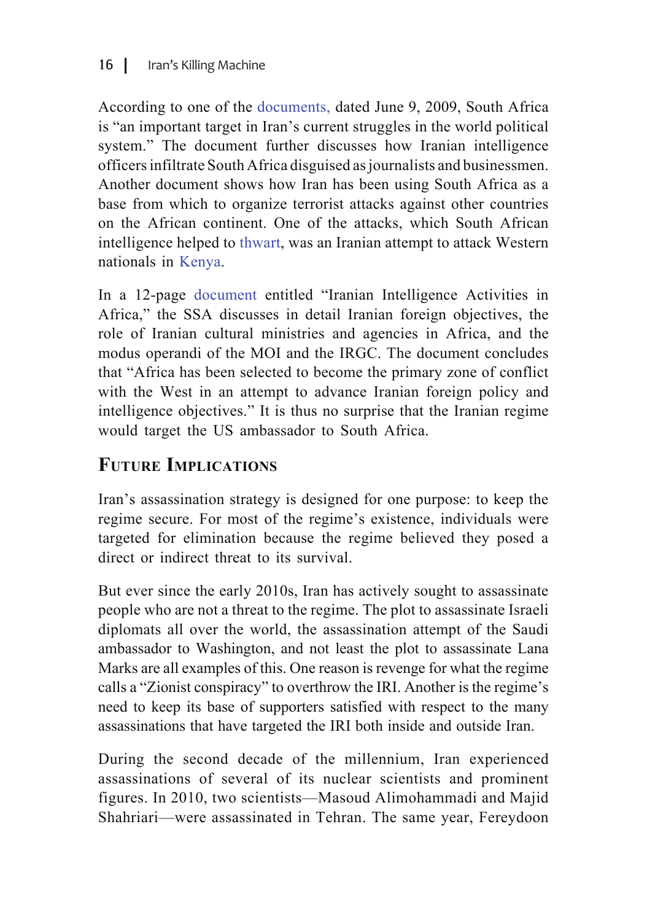According to one of the documents, dated June 9, 2009, South Africa is "an important target in Iran's current struggles in the world political system." The document further discusses how Iranian intelligence officers infiltrate South Africa disguised as journalists and businessmen. Another document shows how Iran has been using South Africa as a base from which to organize terrorist attacks against other countries on the African continent. One of the attacks, which South African intelligence helped to thwart, was an Iranian attempt to attack Western nationals in Kenya.

In a 12-page document entitled "Iranian Intelligence Activities in Africa," the SSA discusses in detail Iranian foreign objectives, the role of Iranian cultural ministries and agencies in Africa, and the modus operandi of the MOI and the IRGC. The document concludes that "Africa has been selected to become the primary zone of conflict with the West in an attempt to advance Iranian foreign policy and intelligence objectives." It is thus no surprise that the Iranian regime would target the US ambassador to South Africa.

## Future Implications

Iran's assassination strategy is designed for one purpose: to keep the regime secure. For most of the regime's existence, individuals were targeted for elimination because the regime believed they posed a direct or indirect threat to its survival.

But ever since the early 2010s, Iran has actively sought to assassinate people who are not a threat to the regime. The plot to assassinate Israeli diplomats all over the world, the assassination attempt of the Saudi ambassador to Washington, and not least the plot to assassinate Lana Marks are all examples of this. One reason is revenge for what the regime calls a "Zionist conspiracy" to overthrow the IRI. Another is the regime's need to keep its base of supporters satisfied with respect to the many assassinations that have targeted the IRI both inside and outside Iran.

During the second decade of the millennium, Iran experienced assassinations of several of its nuclear scientists and prominent figures. In 2010, two scientists—Masoud Alimohammadi and Majid Shahriari—were assassinated in Tehran. The same year, Fereydoon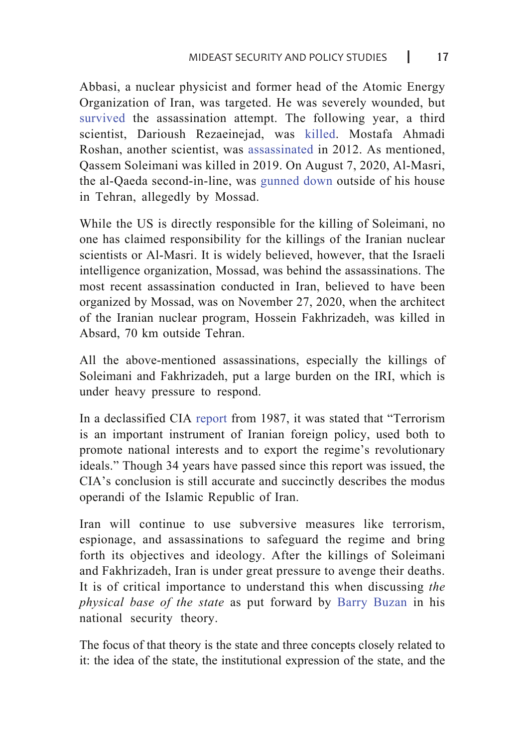Abbasi, a nuclear physicist and former head of the Atomic Energy Organization of Iran, was targeted. He was severely wounded, but survived the assassination attempt. The following year, a third scientist, Darioush Rezaeinejad, was killed. Mostafa Ahmadi Roshan, another scientist, was assassinated in 2012. As mentioned, Qassem Soleimani was killed in 2019. On August 7, 2020, Al-Masri, the al-Qaeda second-in-line, was gunned down outside of his house in Tehran, allegedly by Mossad.

While the US is directly responsible for the killing of Soleimani, no one has claimed responsibility for the killings of the Iranian nuclear scientists or Al-Masri. It is widely believed, however, that the Israeli intelligence organization, Mossad, was behind the assassinations. The most recent assassination conducted in Iran, believed to have been organized by Mossad, was on November 27, 2020, when the architect of the Iranian nuclear program, Hossein Fakhrizadeh, was killed in Absard, 70 km outside Tehran.

All the above-mentioned assassinations, especially the killings of Soleimani and Fakhrizadeh, put a large burden on the IRI, which is under heavy pressure to respond.

In a declassified CIA report from 1987, it was stated that "Terrorism is an important instrument of Iranian foreign policy, used both to promote national interests and to export the regime's revolutionary ideals." Though 34 years have passed since this report was issued, the CIA's conclusion is still accurate and succinctly describes the modus operandi of the Islamic Republic of Iran.

Iran will continue to use subversive measures like terrorism, espionage, and assassinations to safeguard the regime and bring forth its objectives and ideology. After the killings of Soleimani and Fakhrizadeh, Iran is under great pressure to avenge their deaths. It is of critical importance to understand this when discussing *the physical base of the state* as put forward by Barry Buzan in his national security theory.

The focus of that theory is the state and three concepts closely related to it: the idea of the state, the institutional expression of the state, and the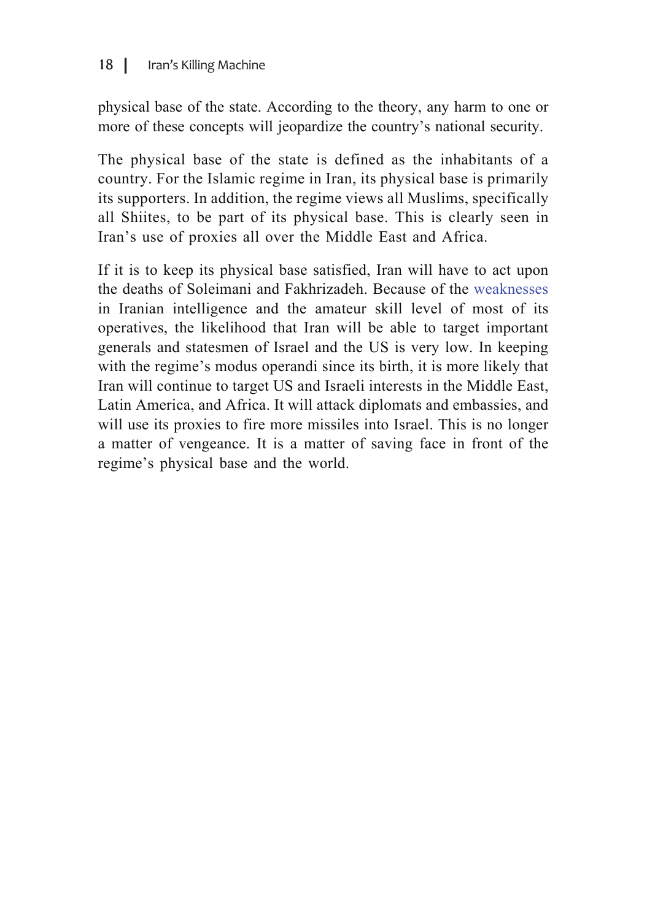physical base of the state. According to the theory, any harm to one or more of these concepts will jeopardize the country's national security.

The physical base of the state is defined as the inhabitants of a country. For the Islamic regime in Iran, its physical base is primarily its supporters. In addition, the regime views all Muslims, specifically all Shiites, to be part of its physical base. This is clearly seen in Iran's use of proxies all over the Middle East and Africa.

If it is to keep its physical base satisfied, Iran will have to act upon the deaths of Soleimani and Fakhrizadeh. Because of the weaknesses in Iranian intelligence and the amateur skill level of most of its operatives, the likelihood that Iran will be able to target important generals and statesmen of Israel and the US is very low. In keeping with the regime's modus operandi since its birth, it is more likely that Iran will continue to target US and Israeli interests in the Middle East, Latin America, and Africa. It will attack diplomats and embassies, and will use its proxies to fire more missiles into Israel. This is no longer a matter of vengeance. It is a matter of saving face in front of the regime's physical base and the world.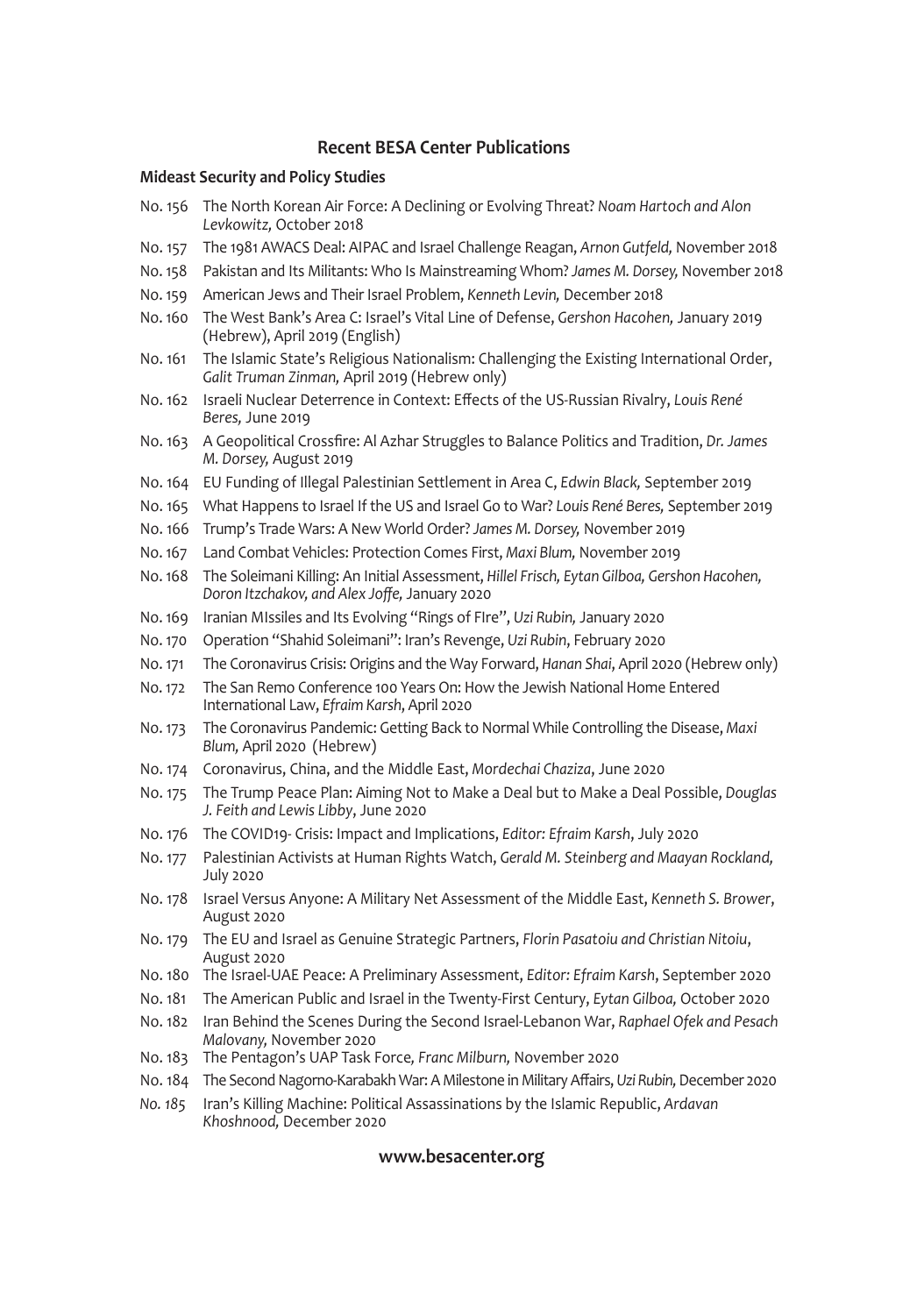## Recent BESA Center Publications

### Mideast Security and Policy Studies

- No. 156 The North Korean Air Force: A Declining or Evolving Threat? *Noam Hartoch and Alon Levkowitz,* October 2018
- No. 157 The 1981 AWACS Deal: AIPAC and Israel Challenge Reagan, *Arnon Gutfeld,* November 2018
- No. 158 Pakistan and Its Militants: Who Is Mainstreaming Whom? *James M. Dorsey,* November 2018
- No. 159 American Jews and Their Israel Problem, *Kenneth Levin,* December 2018
- No. 160 The West Bank's Area C: Israel's Vital Line of Defense, *Gershon Hacohen,* January 2019 (Hebrew), April 2019 (English)
- No. 161 The Islamic State's Religious Nationalism: Challenging the Existing International Order, *Galit Truman Zinman,* April 2019 (Hebrew only)
- No. 162 Israeli Nuclear Deterrence in Context: Effects of the US-Russian Rivalry, *Louis René Beres,* June 2019
- No. 163 A Geopolitical Crossfire: Al Azhar Struggles to Balance Politics and Tradition, *Dr. James M. Dorsey,* August 2019
- No. 164 EU Funding of Illegal Palestinian Settlement in Area C, *Edwin Black,* September 2019
- No. 165 What Happens to Israel If the US and Israel Go to War? *Louis René Beres,* September 2019
- No. 166 Trump's Trade Wars: A New World Order? *James M. Dorsey,* November 2019
- No. 167 Land Combat Vehicles: Protection Comes First, *Maxi Blum,* November 2019
- No. 168 The Soleimani Killing: An Initial Assessment, *Hillel Frisch, Eytan Gilboa, Gershon Hacohen, Doron Itzchakov, and Alex Joffe,* January 2020
- No. 169 Iranian MIssiles and Its Evolving "Rings of FIre", *Uzi Rubin,* January 2020
- No. 170 Operation "Shahid Soleimani": Iran's Revenge, *Uzi Rubin*, February 2020
- No. 171 The Coronavirus Crisis: Origins and the Way Forward, *Hanan Shai*, April 2020 (Hebrew only)
- No. 172 The San Remo Conference 100 Years On: How the Jewish National Home Entered International Law, *Efraim Karsh*, April 2020
- No. 173 The Coronavirus Pandemic: Getting Back to Normal While Controlling the Disease, *Maxi Blum,* April 2020 (Hebrew)
- No. 174 Coronavirus, China, and the Middle East, *Mordechai Chaziza*, June 2020
- No. 175 The Trump Peace Plan: Aiming Not to Make a Deal but to Make a Deal Possible, *Douglas J. Feith and Lewis Libby*, June 2020
- No. 176 The COVID19- Crisis: Impact and Implications, *Editor: Efraim Karsh*, July 2020
- No. 177 Palestinian Activists at Human Rights Watch, *Gerald M. Steinberg and Maayan Rockland,* July 2020
- No. 178 Israel Versus Anyone: A Military Net Assessment of the Middle East, *Kenneth S. Brower*, August 2020
- No. 179 The EU and Israel as Genuine Strategic Partners, *Florin Pasatoiu and Christian Nitoiu*, August 2020
- No. 180 The Israel-UAE Peace: A Preliminary Assessment, *Editor: Efraim Karsh*, September 2020
- No. 181 The American Public and Israel in the Twenty-First Century, *Eytan Gilboa,* October 2020
- No. 182 Iran Behind the Scenes During the Second Israel-Lebanon War, *Raphael Ofek and Pesach Malovany,* November 2020
- No. 183 The Pentagon's UAP Task Force, *Franc Milburn,* November 2020
- No. 184 The Second Nagorno-Karabakh War: A Milestone in Military Affairs, *Uzi Rubin,* December 2020
- *No. 185* Iran's Killing Machine: Political Assassinations by the Islamic Republic, *Ardavan Khoshnood,* December 2020

**www.besacenter.org**